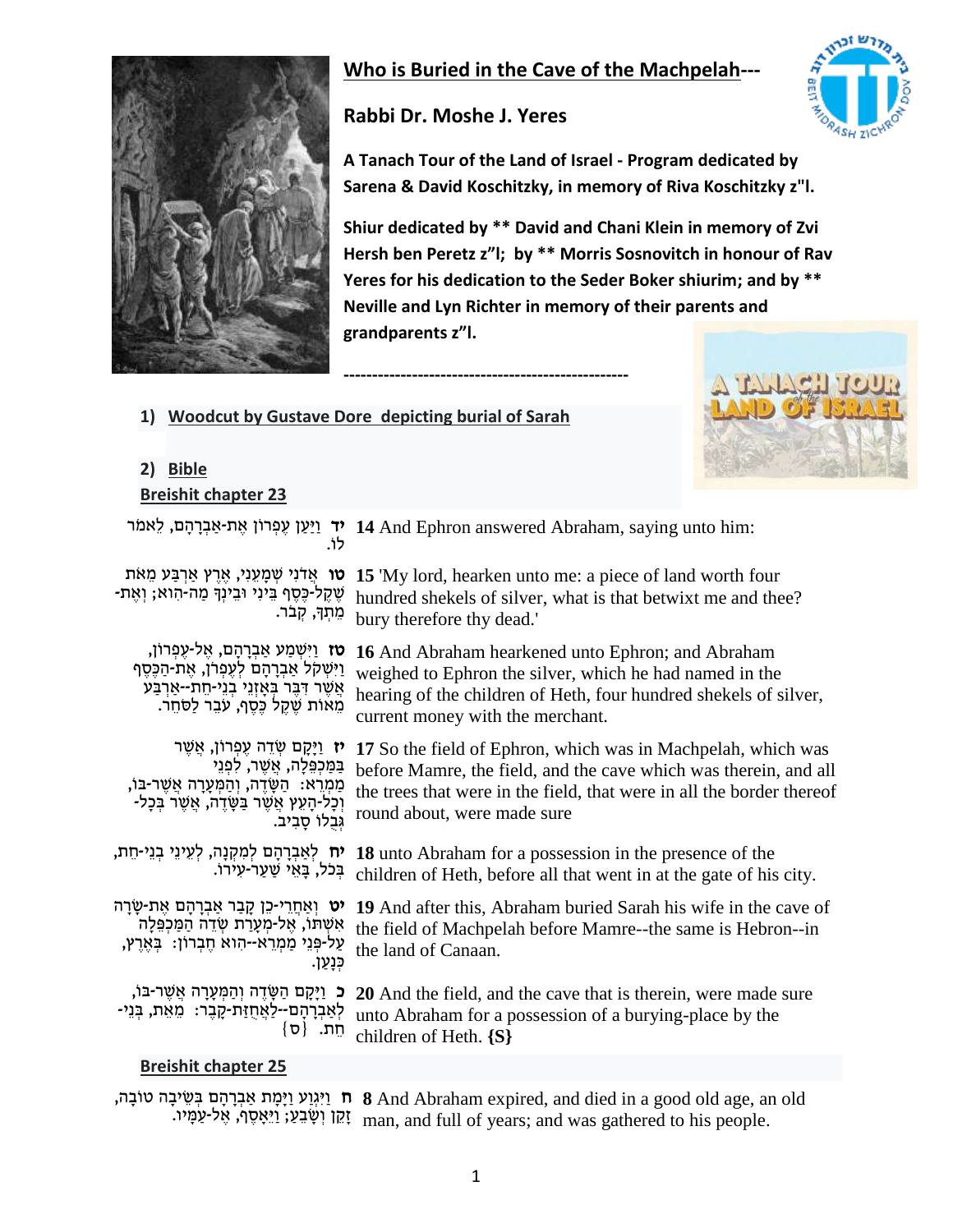## Who is Buried in the Cave of the Machpelah---

**Rabbi Dr. Moshe J. Yeres**

**A Tanach Tour of the Land of Israel - Program dedicated by Sarena & David Koschitzky, in memory of Riva Koschitzky z"l.**

**Shiur dedicated by ** David and Chani Klein in memory of Zvi Hersh ben Peretz z"l; by ** Morris Sosnovitch in honour of Rav Yeres for his dedication to the Seder Boker shiurim; and by ** Neville and Lyn Richter in memory of their parents and grandparents z"l.**

--------------------------------------------------

1) **Woodcut by Gustave Dore depicting burial of Sarah**

2) **Bible**

**Breishit chapter 23**

| | |
|---|---|
| **יד** וַיַּעַן עֶפְרוֹן אֶת-אַבְרָהָם, לֵאמֹר לוֹ. | **14** And Ephron answered Abraham, saying unto him: |
| **טו** אֲדֹנִי שְׁמָעֵנִי, אֶרֶץ אַרְבַּע מֵאֹת שֶׁקֶל-כֶּסֶף בֵּינִי וּבֵינְךָ מַה-הִוא; וְאֶת-מֵתְךָ, קְבֹר. | **15** 'My lord, hearken unto me: a piece of land worth four hundred shekels of silver, what is that betwixt me and thee? bury therefore thy dead.' |
| **טז** וַיִּשְׁמַע אַבְרָהָם, אֶל-עֶפְרוֹן, וַיִּשְׁקֹל אַבְרָהָם לְעֶפְרֹן, אֶת-הַכֶּסֶף אֲשֶׁר דִּבֶּר בְּאָזְנֵי בְנֵי-חֵת--אַרְבַּע מֵאוֹת שֶׁקֶל כֶּסֶף, עֹבֵר לַסֹּחֵר. | **16** And Abraham hearkened unto Ephron; and Abraham weighed to Ephron the silver, which he had named in the hearing of the children of Heth, four hundred shekels of silver, current money with the merchant. |
| **יז** וַיָּקָם שְׂדֵה עֶפְרוֹן, אֲשֶׁר בַּמַּכְפֵּלָה, אֲשֶׁר, לִפְנֵי מַמְרֵא: הַשָּׂדֶה, וְהַמְּעָרָה אֲשֶׁר-בּוֹ, וְכָל-הָעֵץ אֲשֶׁר בַּשָּׂדֶה, אֲשֶׁר בְּכָל-גְּבֻלוֹ סָבִיב. | **17** So the field of Ephron, which was in Machpelah, which was before Mamre, the field, and the cave which was therein, and all the trees that were in the field, that were in all the border thereof round about, were made sure |
| **יח** לְאַבְרָהָם לְמִקְנָה, לְעֵינֵי בְנֵי-חֵת, בְּכֹל, בָּאֵי שַׁעַר-עִירוֹ. | **18** unto Abraham for a possession in the presence of the children of Heth, before all that went in at the gate of his city. |
| **יט** וְאַחֲרֵי-כֵן קָבַר אַבְרָהָם אֶת-שָׂרָה אִשְׁתּוֹ, אֶל-מְעָרַת שְׂדֵה הַמַּכְפֵּלָה עַל-פְּנֵי מַמְרֵא--הִוא חֶבְרוֹן: בְּאֶרֶץ, כְּנָעַן. | **19** And after this, Abraham buried Sarah his wife in the cave of the field of Machpelah before Mamre--the same is Hebron--in the land of Canaan. |
| **כ** וַיָּקָם הַשָּׂדֶה וְהַמְּעָרָה אֲשֶׁר-בּוֹ, לְאַבְרָהָם--לַאֲחֻזַּת-קָבֶר: מֵאֵת, בְּנֵי-חֵת. {ס} | **20** And the field, and the cave that is therein, were made sure unto Abraham for a possession of a burying-place by the children of Heth. **{S}** |

**Breishit chapter 25**

| | |
|---|---|
| **ח** וַיִּגְוַע וַיָּמָת אַבְרָהָם בְּשֵׂיבָה טוֹבָה, זָקֵן וְשָׂבֵעַ; וַיֵּאָסֶף, אֶל-עַמָּיו. | **8** And Abraham expired, and died in a good old age, an old man, and full of years; and was gathered to his people. |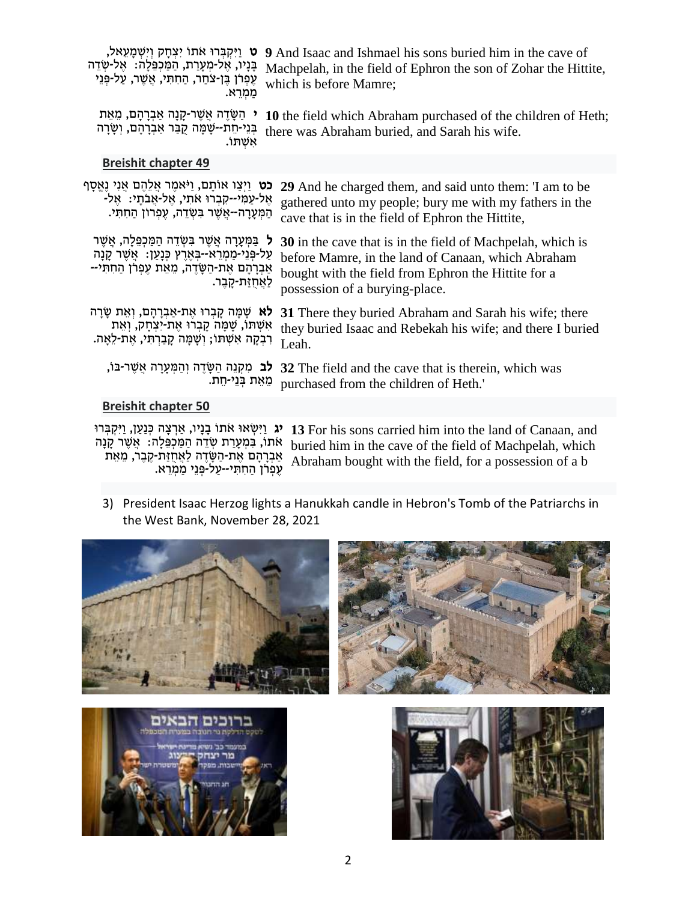| | |
|---|---|
| **ט** וַיִּקְבְּרוּ אֹתוֹ יִצְחָק וְיִשְׁמָעֵאל, בָּנָיו, אֶל-מְעָרַת, הַמַּכְפֵּלָה: אֶל-שְׂדֵה עֶפְרֹן בֶּן-צֹחַר, הַחִתִּי, אֲשֶׁר, עַל-פְּנֵי מַמְרֵא. | **9** And Isaac and Ishmael his sons buried him in the cave of Machpelah, in the field of Ephron the son of Zohar the Hittite, which is before Mamre; |
| **י** הַשָּׂדֶה אֲשֶׁר-קָנָה אַבְרָהָם, מֵאֵת בְּנֵי-חֵת--שָׁמָּה קֻבַּר אַבְרָהָם, וְשָׂרָה אִשְׁתּוֹ. | **10** the field which Abraham purchased of the children of Heth; there was Abraham buried, and Sarah his wife. |

**Breishit chapter 49**

| | |
|---|---|
| **כט** וַיְצַו אוֹתָם, וַיֹּאמֶר אֲלֵהֶם אֲנִי נֶאֱסָף אֶל-עַמִּי--קִבְרוּ אֹתִי, אֶל-אֲבֹתָי: אֶל-הַמְּעָרָה--אֲשֶׁר בִּשְׂדֵה, עֶפְרוֹן הַחִתִּי. | **29** And he charged them, and said unto them: 'I am to be gathered unto my people; bury me with my fathers in the cave that is in the field of Ephron the Hittite, |
| **ל** בַּמְּעָרָה אֲשֶׁר בִּשְׂדֵה הַמַּכְפֵּלָה, אֲשֶׁר עַל-פְּנֵי-מַמְרֵא--בְּאֶרֶץ כְּנָעַן: אֲשֶׁר קָנָה אַבְרָהָם אֶת-הַשָּׂדֶה, מֵאֵת עֶפְרֹן הַחִתִּי--לַאֲחֻזַּת-קָבֶר. | **30** in the cave that is in the field of Machpelah, which is before Mamre, in the land of Canaan, which Abraham bought with the field from Ephron the Hittite for a possession of a burying-place. |
| **לא** שָׁמָּה קָבְרוּ אֶת-אַבְרָהָם, וְאֵת שָׂרָה אִשְׁתּוֹ, שָׁמָּה קָבְרוּ אֶת-יִצְחָק, וְאֵת רִבְקָה אִשְׁתּוֹ; וְשָׁמָּה קָבַרְתִּי, אֶת-לֵאָה. | **31** There they buried Abraham and Sarah his wife; there they buried Isaac and Rebekah his wife; and there I buried Leah. |
| **לב** מִקְנֵה הַשָּׂדֶה וְהַמְּעָרָה אֲשֶׁר-בּוֹ, מֵאֵת בְּנֵי-חֵת. | **32** The field and the cave that is therein, which was purchased from the children of Heth.' |

**Breishit chapter 50**

| | |
|---|---|
| **יג** וַיִּשְׂאוּ אֹתוֹ בָנָיו, אַרְצָה כְּנַעַן, וַיִּקְבְּרוּ אֹתוֹ, בִּמְעָרַת שְׂדֵה הַמַּכְפֵּלָה: אֲשֶׁר קָנָה אַבְרָהָם אֶת-הַשָּׂדֶה לַאֲחֻזַּת-קֶבֶר, מֵאֵת עֶפְרֹן הַחִתִּי--עַל-פְּנֵי מַמְרֵא. | **13** For his sons carried him into the land of Canaan, and buried him in the cave of the field of Machpelah, which Abraham bought with the field, for a possession of a b |

3) President Isaac Herzog lights a Hanukkah candle in Hebron's Tomb of the Patriarchs in the West Bank, November 28, 2021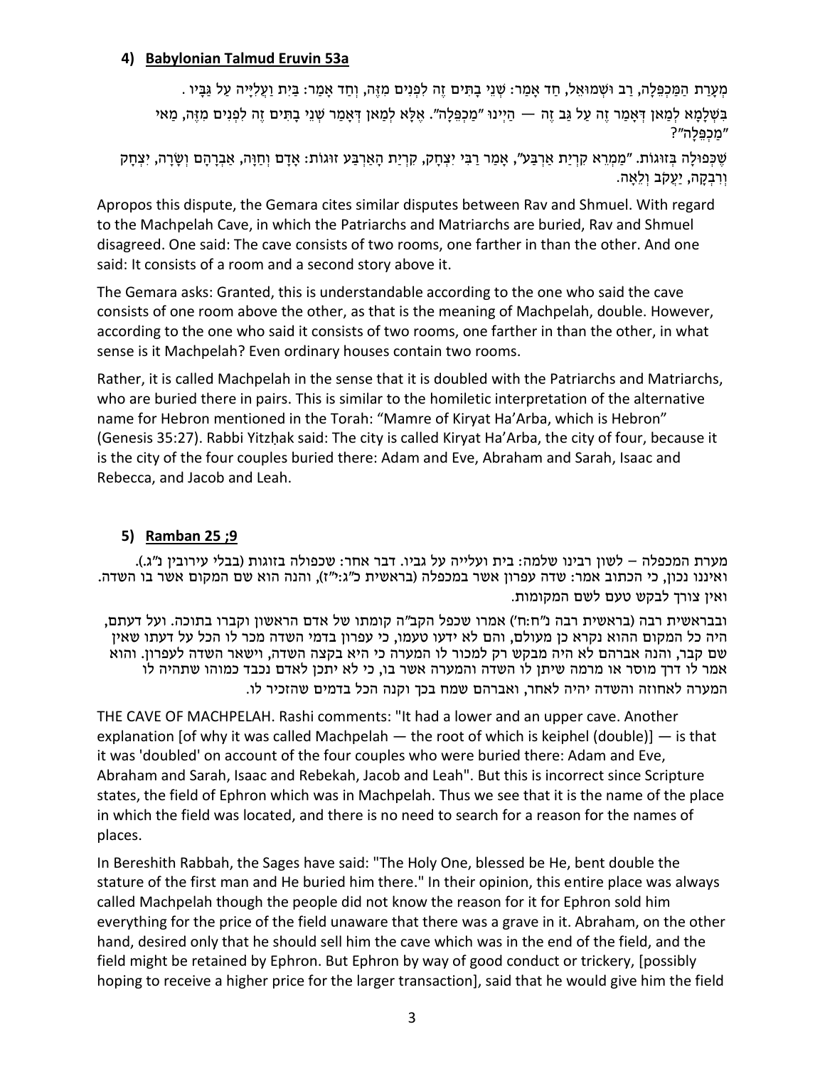### 4) **Babylonian Talmud Eruvin 53a**

מְעָרַת הַמַּכְפֵּלָה, רַב וּשְׁמוּאֵל, חַד אָמַר: שְׁנֵי בָתִּים זֶה לִפְנִים מִזֶּה, וְחַד אָמַר: בַּיִת וַעֲלִיָּיה עַל גַּבָּיו.

בִּשְׁלָמָא לְמַאן דְּאָמַר זֶה עַל גַּב זֶה — הַיְינוּ "מַכְפֵּלָה". אֶלָּא לְמַאן דְּאָמַר שְׁנֵי בָתִּים זֶה לִפְנִים מִזֶּה, מַאי "מַכְפֵּלָה"?

שֶׁכְּפוּלָה בְּזוּגוֹת. "מַמְרֵא קִרְיַת אַרְבַּע", אָמַר רַבִּי יִצְחָק, קִרְיַת הָאַרְבַּע זוּגוֹת: אָדָם וְחַוָּה, אַבְרָהָם וְשָׂרָה, יִצְחָק וְרִבְקָה, יַעֲקֹב וְלֵאָה.

Apropos this dispute, the Gemara cites similar disputes between Rav and Shmuel. With regard to the Machpelah Cave, in which the Patriarchs and Matriarchs are buried, Rav and Shmuel disagreed. One said: The cave consists of two rooms, one farther in than the other. And one said: It consists of a room and a second story above it.

The Gemara asks: Granted, this is understandable according to the one who said the cave consists of one room above the other, as that is the meaning of Machpelah, double. However, according to the one who said it consists of two rooms, one farther in than the other, in what sense is it Machpelah? Even ordinary houses contain two rooms.

Rather, it is called Machpelah in the sense that it is doubled with the Patriarchs and Matriarchs, who are buried there in pairs. This is similar to the homiletic interpretation of the alternative name for Hebron mentioned in the Torah: "Mamre of Kiryat Ha'Arba, which is Hebron" (Genesis 35:27). Rabbi Yitzḥak said: The city is called Kiryat Ha'Arba, the city of four, because it is the city of the four couples buried there: Adam and Eve, Abraham and Sarah, Isaac and Rebecca, and Jacob and Leah.

### 5) **Ramban 25 ;9**

מערת המכפלה – לשון רבינו שלמה: בית ועלייה על גביו. דבר אחר: שכפולה בזוגות (בבלי עירובין נ"ג.). ואיננו נכון, כי הכתוב אמר: שדה עפרון אשר במכפלה (בראשית כ"ג:י"ז), והנה הוא שם המקום אשר בו השדה. ואין צורך לבקש טעם לשם המקומות.

ובבראשית רבה (בראשית רבה נ"ח:ח') אמרו שכפל הקב"ה קומתו של אדם הראשון וקברו בתוכה. ועל דעתם, היה כל המקום ההוא נקרא כן מעולם, והם לא ידעו טעמו, כי עפרון בדמי השדה מכר לו הכל על דעתו שאין שם קבר, והנה אברהם לא היה מבקש רק למכור לו המערה כי היא בקצה השדה, וישאר השדה לעפרון. והוא אמר לו דרך מוסר או מרמה שיתן לו השדה והמערה אשר בו, כי לא יתכן לאדם נכבד כמוהו שתהיה לו המערה לאחוזה והשדה יהיה לאחר, ואברהם שמח בכך וקנה הכל בדמים שהזכיר לו.

THE CAVE OF MACHPELAH. Rashi comments: "It had a lower and an upper cave. Another explanation [of why it was called Machpelah — the root of which is keiphel (double)] — is that it was 'doubled' on account of the four couples who were buried there: Adam and Eve, Abraham and Sarah, Isaac and Rebekah, Jacob and Leah". But this is incorrect since Scripture states, the field of Ephron which was in Machpelah. Thus we see that it is the name of the place in which the field was located, and there is no need to search for a reason for the names of places.

In Bereshith Rabbah, the Sages have said: "The Holy One, blessed be He, bent double the stature of the first man and He buried him there." In their opinion, this entire place was always called Machpelah though the people did not know the reason for it for Ephron sold him everything for the price of the field unaware that there was a grave in it. Abraham, on the other hand, desired only that he should sell him the cave which was in the end of the field, and the field might be retained by Ephron. But Ephron by way of good conduct or trickery, [possibly hoping to receive a higher price for the larger transaction], said that he would give him the field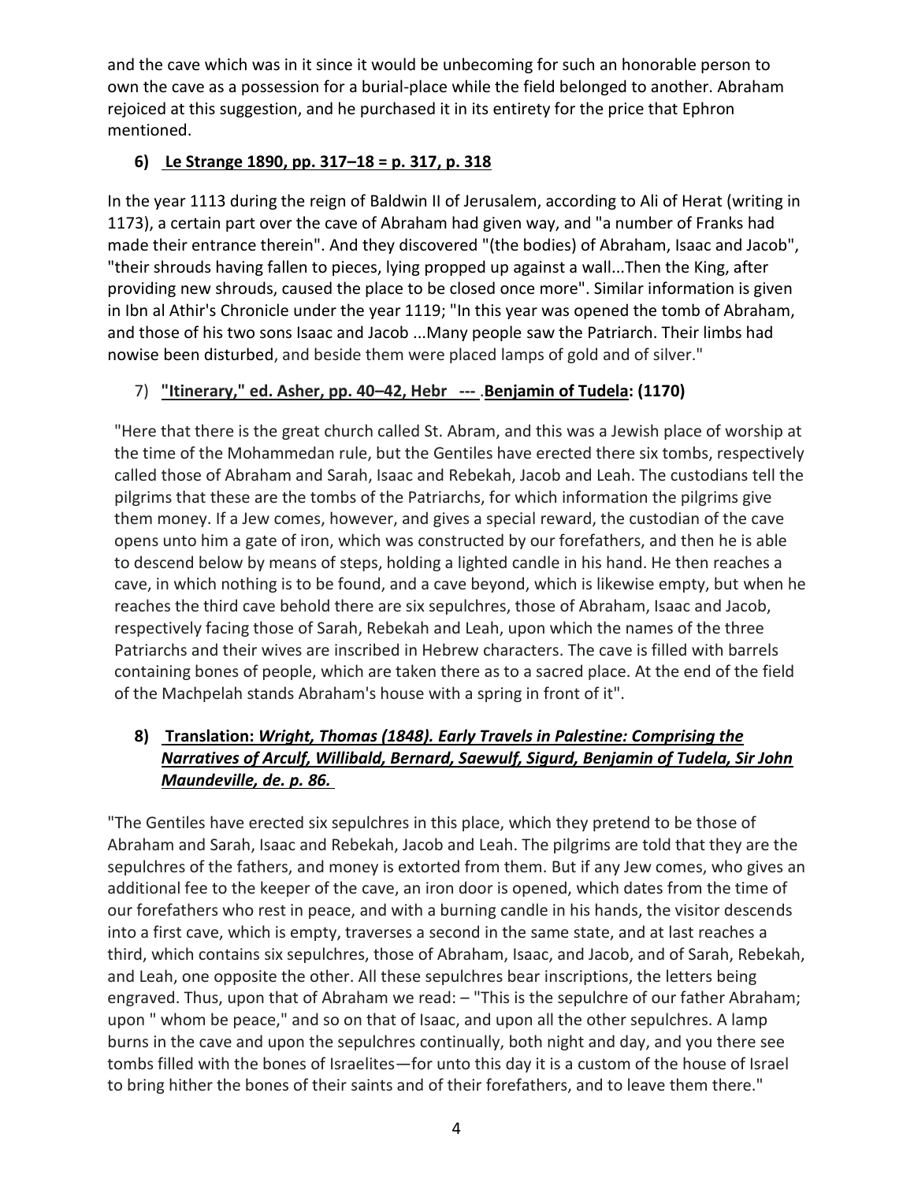and the cave which was in it since it would be unbecoming for such an honorable person to own the cave as a possession for a burial-place while the field belonged to another. Abraham rejoiced at this suggestion, and he purchased it in its entirety for the price that Ephron mentioned.

6) **Le Strange 1890, pp. 317–18 = p. 317, p. 318**

In the year 1113 during the reign of Baldwin II of Jerusalem, according to Ali of Herat (writing in 1173), a certain part over the cave of Abraham had given way, and "a number of Franks had made their entrance therein". And they discovered "(the bodies) of Abraham, Isaac and Jacob", "their shrouds having fallen to pieces, lying propped up against a wall...Then the King, after providing new shrouds, caused the place to be closed once more". Similar information is given in Ibn al Athir's Chronicle under the year 1119; "In this year was opened the tomb of Abraham, and those of his two sons Isaac and Jacob ...Many people saw the Patriarch. Their limbs had nowise been disturbed, and beside them were placed lamps of gold and of silver."

7) **"Itinerary," ed. Asher, pp. 40–42, Hebr --- .Benjamin of Tudela: (1170)**

"Here that there is the great church called St. Abram, and this was a Jewish place of worship at the time of the Mohammedan rule, but the Gentiles have erected there six tombs, respectively called those of Abraham and Sarah, Isaac and Rebekah, Jacob and Leah. The custodians tell the pilgrims that these are the tombs of the Patriarchs, for which information the pilgrims give them money. If a Jew comes, however, and gives a special reward, the custodian of the cave opens unto him a gate of iron, which was constructed by our forefathers, and then he is able to descend below by means of steps, holding a lighted candle in his hand. He then reaches a cave, in which nothing is to be found, and a cave beyond, which is likewise empty, but when he reaches the third cave behold there are six sepulchres, those of Abraham, Isaac and Jacob, respectively facing those of Sarah, Rebekah and Leah, upon which the names of the three Patriarchs and their wives are inscribed in Hebrew characters. The cave is filled with barrels containing bones of people, which are taken there as to a sacred place. At the end of the field of the Machpelah stands Abraham's house with a spring in front of it".

8) **Translation: *Wright, Thomas (1848). Early Travels in Palestine: Comprising the Narratives of Arculf, Willibald, Bernard, Saewulf, Sigurd, Benjamin of Tudela, Sir John Maundeville, de. p. 86.***

"The Gentiles have erected six sepulchres in this place, which they pretend to be those of Abraham and Sarah, Isaac and Rebekah, Jacob and Leah. The pilgrims are told that they are the sepulchres of the fathers, and money is extorted from them. But if any Jew comes, who gives an additional fee to the keeper of the cave, an iron door is opened, which dates from the time of our forefathers who rest in peace, and with a burning candle in his hands, the visitor descends into a first cave, which is empty, traverses a second in the same state, and at last reaches a third, which contains six sepulchres, those of Abraham, Isaac, and Jacob, and of Sarah, Rebekah, and Leah, one opposite the other. All these sepulchres bear inscriptions, the letters being engraved. Thus, upon that of Abraham we read: – "This is the sepulchre of our father Abraham; upon " whom be peace," and so on that of Isaac, and upon all the other sepulchres. A lamp burns in the cave and upon the sepulchres continually, both night and day, and you there see tombs filled with the bones of Israelites—for unto this day it is a custom of the house of Israel to bring hither the bones of their saints and of their forefathers, and to leave them there."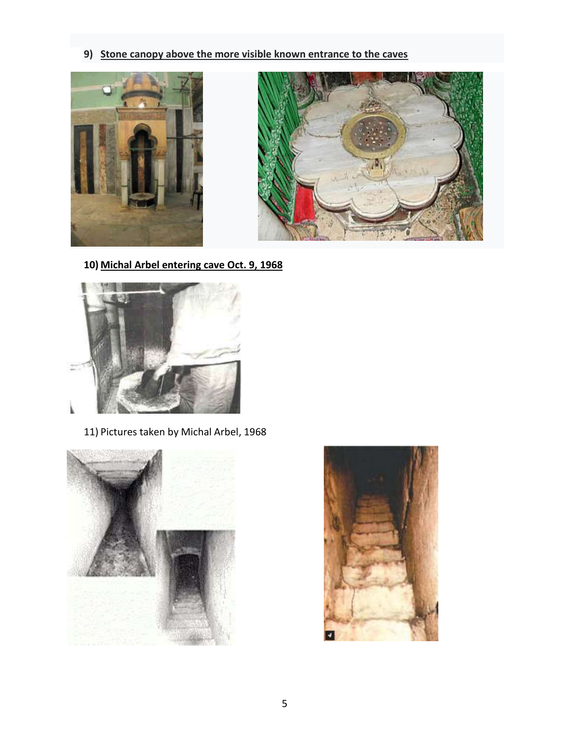9) **Stone canopy above the more visible known entrance to the caves**

10) **Michal Arbel entering cave Oct. 9, 1968**

11) Pictures taken by Michal Arbel, 1968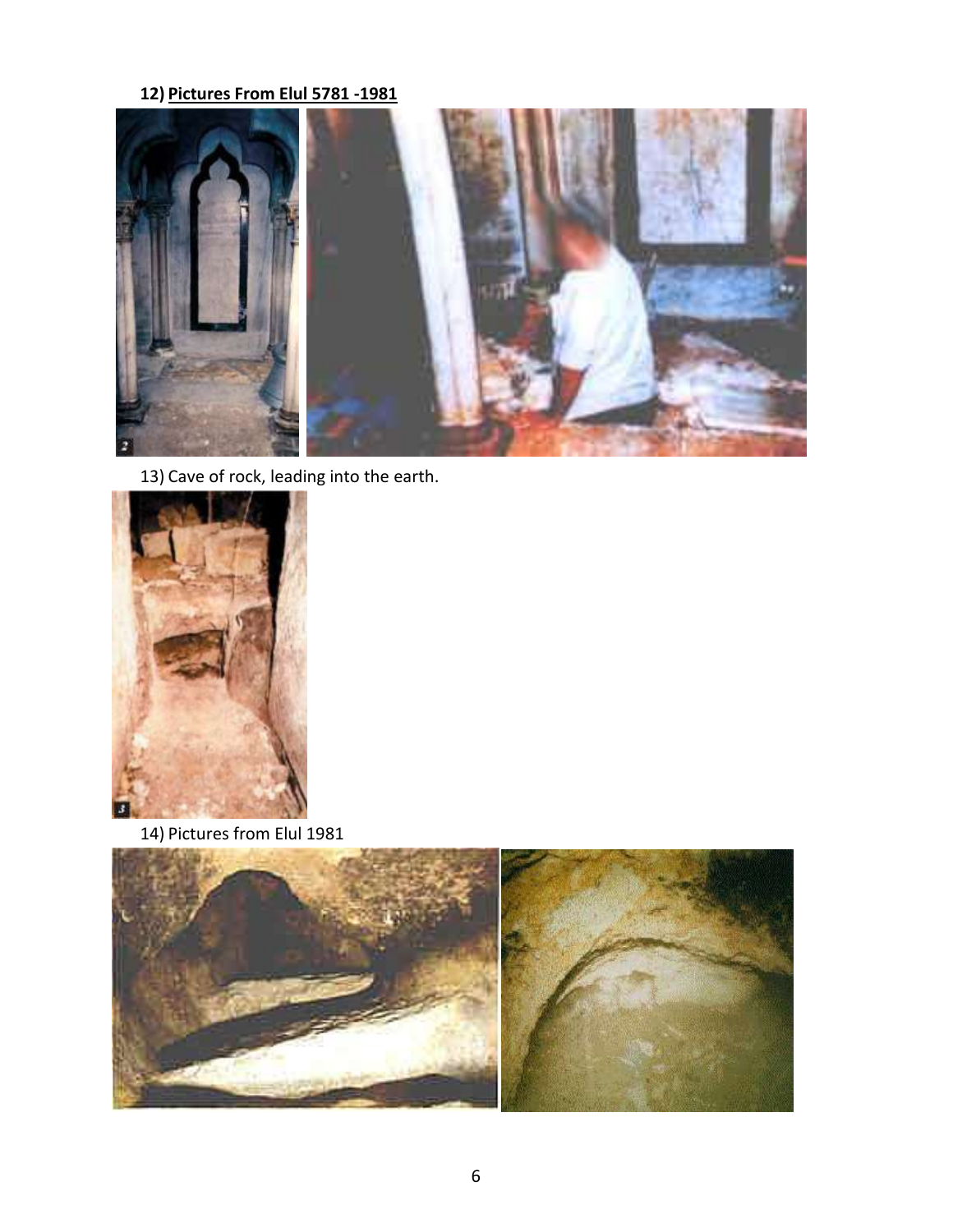**12) Pictures From Elul 5781 -1981**

13) Cave of rock, leading into the earth.

14) Pictures from Elul 1981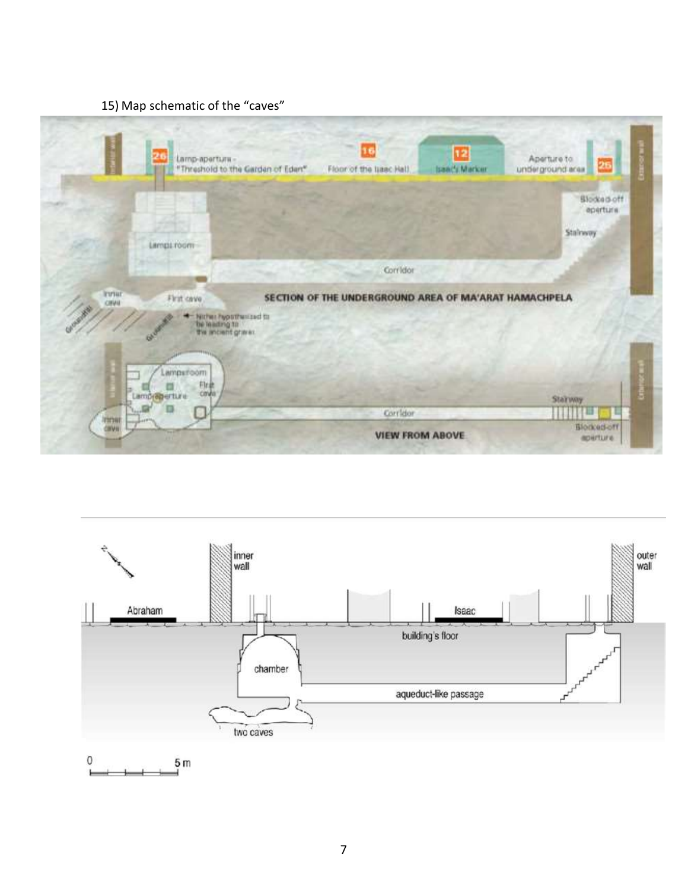15) Map schematic of the "caves"

26
Lamp-aperture - "Threshold to the Garden of Eden"

16
Floor of the Isaac Hall

12
Isaac's Marker

Aperture to underground area

26

Interior wall

Exterior wall

Blocked-off aperture

Stairway

Lamps room

Corridor

Inner cave

First cave

Groundfill

Groundfill

SECTION OF THE UNDERGROUND AREA OF MA'ARAT HAMACHPELA

Niches hypothesized to be leading to the ancient graves

Interior wall

Lamps room

First cave

Lamp aperture

Inner cave

Corridor

Stairway

Blocked-off aperture

Exterior wall

VIEW FROM ABOVE

N

inner wall

outer wall

Abraham

Isaac

building's floor

chamber

aqueduct-like passage

two caves

0

5 m